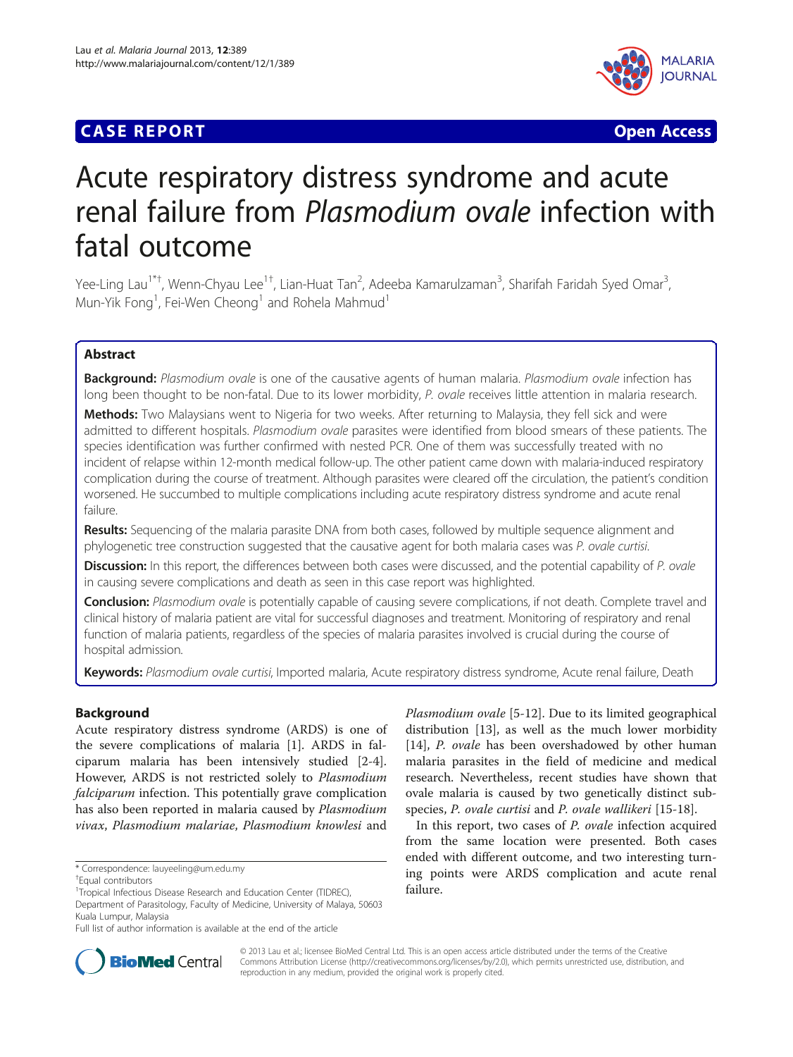**CASE REPORT** **Open Access**

# Acute respiratory distress syndrome and acute renal failure from *Plasmodium ovale* infection with fatal outcome

Yee-Ling Lau[1*†], Wenn-Chyau Lee[1†], Lian-Huat Tan[2], Adeeba Kamarulzaman[3], Sharifah Faridah Syed Omar[3], Mun-Yik Fong[1], Fei-Wen Cheong[1] and Rohela Mahmud[1]

## Abstract

**Background:** *Plasmodium ovale* is one of the causative agents of human malaria. *Plasmodium ovale* infection has long been thought to be non-fatal. Due to its lower morbidity, *P. ovale* receives little attention in malaria research.

**Methods:** Two Malaysians went to Nigeria for two weeks. After returning to Malaysia, they fell sick and were admitted to different hospitals. *Plasmodium ovale* parasites were identified from blood smears of these patients. The species identification was further confirmed with nested PCR. One of them was successfully treated with no incident of relapse within 12-month medical follow-up. The other patient came down with malaria-induced respiratory complication during the course of treatment. Although parasites were cleared off the circulation, the patient's condition worsened. He succumbed to multiple complications including acute respiratory distress syndrome and acute renal failure.

**Results:** Sequencing of the malaria parasite DNA from both cases, followed by multiple sequence alignment and phylogenetic tree construction suggested that the causative agent for both malaria cases was *P. ovale curtisi*.

**Discussion:** In this report, the differences between both cases were discussed, and the potential capability of *P. ovale* in causing severe complications and death as seen in this case report was highlighted.

**Conclusion:** *Plasmodium ovale* is potentially capable of causing severe complications, if not death. Complete travel and clinical history of malaria patient are vital for successful diagnoses and treatment. Monitoring of respiratory and renal function of malaria patients, regardless of the species of malaria parasites involved is crucial during the course of hospital admission.

**Keywords:** *Plasmodium ovale curtisi*, Imported malaria, Acute respiratory distress syndrome, Acute renal failure, Death

## Background

Acute respiratory distress syndrome (ARDS) is one of the severe complications of malaria [1]. ARDS in falciparum malaria has been intensively studied [2-4]. However, ARDS is not restricted solely to *Plasmodium falciparum* infection. This potentially grave complication has also been reported in malaria caused by *Plasmodium vivax*, *Plasmodium malariae*, *Plasmodium knowlesi* and *Plasmodium ovale* [5-12]. Due to its limited geographical distribution [13], as well as the much lower morbidity [14], *P. ovale* has been overshadowed by other human malaria parasites in the field of medicine and medical research. Nevertheless, recent studies have shown that ovale malaria is caused by two genetically distinct subspecies, *P. ovale curtisi* and *P. ovale wallikeri* [15-18].

In this report, two cases of *P. ovale* infection acquired from the same location were presented. Both cases ended with different outcome, and two interesting turning points were ARDS complication and acute renal failure.

\* Correspondence: lauyeeling@um.edu.my

†Equal contributors

[1]Tropical Infectious Disease Research and Education Center (TIDREC), Department of Parasitology, Faculty of Medicine, University of Malaya, 50603 Kuala Lumpur, Malaysia

Full list of author information is available at the end of the article

© 2013 Lau et al.; licensee BioMed Central Ltd. This is an open access article distributed under the terms of the Creative Commons Attribution License (http://creativecommons.org/licenses/by/2.0), which permits unrestricted use, distribution, and reproduction in any medium, provided the original work is properly cited.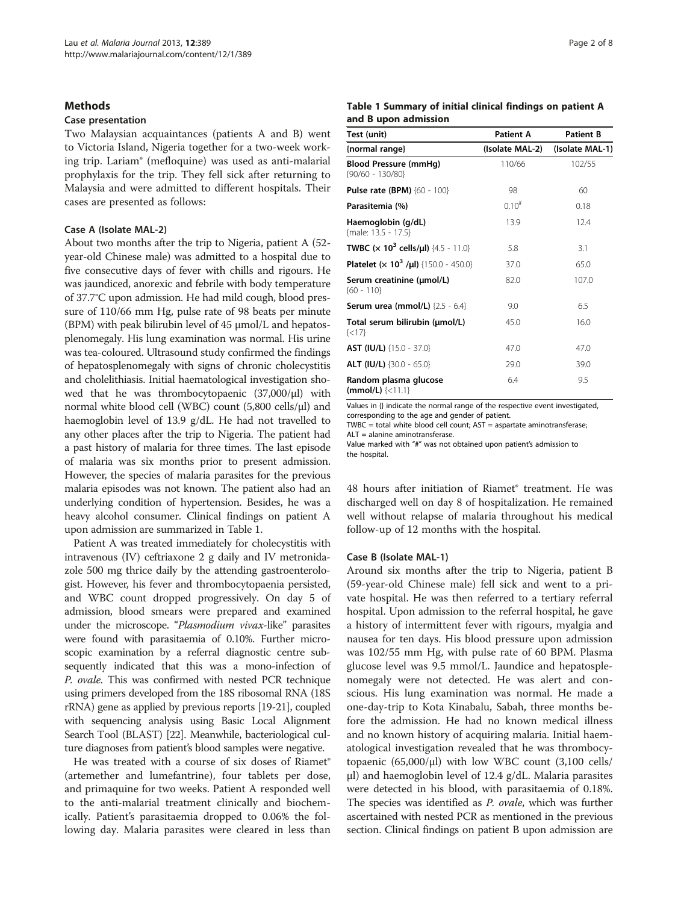## Methods

### Case presentation

Two Malaysian acquaintances (patients A and B) went to Victoria Island, Nigeria together for a two-week working trip. Lariam® (mefloquine) was used as anti-malarial prophylaxis for the trip. They fell sick after returning to Malaysia and were admitted to different hospitals. Their cases are presented as follows:

### Case A (Isolate MAL-2)

About two months after the trip to Nigeria, patient A (52-year-old Chinese male) was admitted to a hospital due to five consecutive days of fever with chills and rigours. He was jaundiced, anorexic and febrile with body temperature of 37.7°C upon admission. He had mild cough, blood pressure of 110/66 mm Hg, pulse rate of 98 beats per minute (BPM) with peak bilirubin level of 45 μmol/L and hepatosplenomegaly. His lung examination was normal. His urine was tea-coloured. Ultrasound study confirmed the findings of hepatosplenomegaly with signs of chronic cholecystitis and cholelithiasis. Initial haematological investigation showed that he was thrombocytopaenic (37,000/μl) with normal white blood cell (WBC) count (5,800 cells/μl) and haemoglobin level of 13.9 g/dL. He had not travelled to any other places after the trip to Nigeria. The patient had a past history of malaria for three times. The last episode of malaria was six months prior to present admission. However, the species of malaria parasites for the previous malaria episodes was not known. The patient also had an underlying condition of hypertension. Besides, he was a heavy alcohol consumer. Clinical findings on patient A upon admission are summarized in Table 1.

Patient A was treated immediately for cholecystitis with intravenous (IV) ceftriaxone 2 g daily and IV metronidazole 500 mg thrice daily by the attending gastroenterologist. However, his fever and thrombocytopaenia persisted, and WBC count dropped progressively. On day 5 of admission, blood smears were prepared and examined under the microscope. "*Plasmodium vivax*-like" parasites were found with parasitaemia of 0.10%. Further microscopic examination by a referral diagnostic centre subsequently indicated that this was a mono-infection of *P. ovale*. This was confirmed with nested PCR technique using primers developed from the 18S ribosomal RNA (18S rRNA) gene as applied by previous reports [19-21], coupled with sequencing analysis using Basic Local Alignment Search Tool (BLAST) [22]. Meanwhile, bacteriological culture diagnoses from patient's blood samples were negative.

He was treated with a course of six doses of Riamet® (artemether and lumefantrine), four tablets per dose, and primaquine for two weeks. Patient A responded well to the anti-malarial treatment clinically and biochemically. Patient's parasitaemia dropped to 0.06% the following day. Malaria parasites were cleared in less than 48 hours after initiation of Riamet® treatment. He was discharged well on day 8 of hospitalization. He remained well without relapse of malaria throughout his medical follow-up of 12 months with the hospital.

**Table 1 Summary of initial clinical findings on patient A and B upon admission**

| Test (unit) {normal range} | Patient A (Isolate MAL-2) | Patient B (Isolate MAL-1) |
|---|---|---|
| **Blood Pressure (mmHg)** {90/60 - 130/80} | 110/66 | 102/55 |
| **Pulse rate (BPM)** {60 - 100} | 98 | 60 |
| **Parasitemia (%)** | 0.10# | 0.18 |
| **Haemoglobin (g/dL)** {male: 13.5 - 17.5} | 13.9 | 12.4 |
| **TWBC ($\times 10^3$ cells/μl)** {4.5 - 11.0} | 5.8 | 3.1 |
| **Platelet ($\times 10^3$ /μl)** {150.0 - 450.0} | 37.0 | 65.0 |
| **Serum creatinine (μmol/L)** {60 - 110} | 82.0 | 107.0 |
| **Serum urea (mmol/L)** {2.5 - 6.4} | 9.0 | 6.5 |
| **Total serum bilirubin (μmol/L)** {<17} | 45.0 | 16.0 |
| **AST (IU/L)** {15.0 - 37.0} | 47.0 | 47.0 |
| **ALT (IU/L)** {30.0 - 65.0} | 29.0 | 39.0 |
| **Random plasma glucose (mmol/L)** {<11.1} | 6.4 | 9.5 |

Values in {} indicate the normal range of the respective event investigated, corresponding to the age and gender of patient.
TWBC = total white blood cell count; AST = aspartate aminotransferase; ALT = alanine aminotransferase.
Value marked with "#" was not obtained upon patient's admission to the hospital.

### Case B (Isolate MAL-1)

Around six months after the trip to Nigeria, patient B (59-year-old Chinese male) fell sick and went to a private hospital. He was then referred to a tertiary referral hospital. Upon admission to the referral hospital, he gave a history of intermittent fever with rigours, myalgia and nausea for ten days. His blood pressure upon admission was 102/55 mm Hg, with pulse rate of 60 BPM. Plasma glucose level was 9.5 mmol/L. Jaundice and hepatosplenomegaly were not detected. He was alert and conscious. His lung examination was normal. He made a one-day-trip to Kota Kinabalu, Sabah, three months before the admission. He had no known medical illness and no known history of acquiring malaria. Initial haematological investigation revealed that he was thrombocytopaenic (65,000/μl) with low WBC count (3,100 cells/μl) and haemoglobin level of 12.4 g/dL. Malaria parasites were detected in his blood, with parasitaemia of 0.18%. The species was identified as *P. ovale*, which was further ascertained with nested PCR as mentioned in the previous section. Clinical findings on patient B upon admission are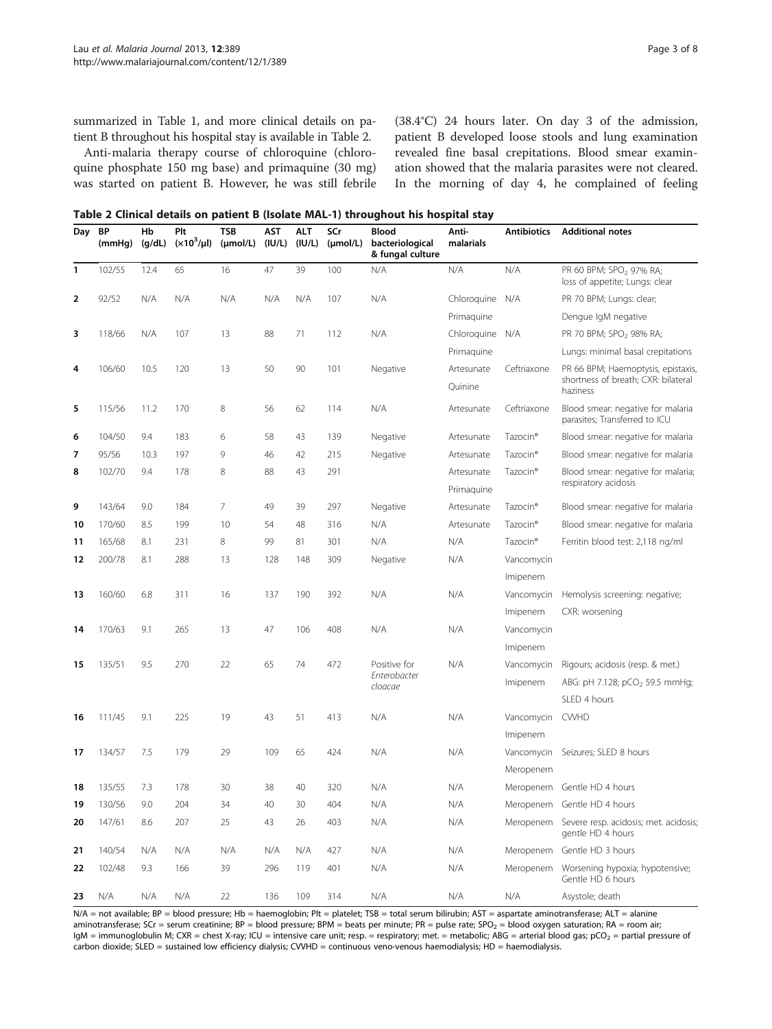summarized in Table 1, and more clinical details on patient B throughout his hospital stay is available in Table 2.

Anti-malaria therapy course of chloroquine (chloroquine phosphate 150 mg base) and primaquine (30 mg) was started on patient B. However, he was still febrile (38.4°C) 24 hours later. On day 3 of the admission, patient B developed loose stools and lung examination revealed fine basal crepitations. Blood smear examination showed that the malaria parasites were not cleared. In the morning of day 4, he complained of feeling

**Table 2 Clinical details on patient B (Isolate MAL-1) throughout his hospital stay**

| Day | BP (mmHg) | Hb (g/dL) | Plt ($\times 10^3$/μl) | TSB (μmol/L) | AST (IU/L) | ALT (IU/L) | SCr (μmol/L) | Blood bacteriological & fungal culture | Anti-malarials | Antibiotics | Additional notes |
|---|---|---|---|---|---|---|---|---|---|---|---|
| 1 | 102/55 | 12.4 | 65 | 16 | 47 | 39 | 100 | N/A | N/A | N/A | PR 60 BPM; $SPO_2$ 97% RA; loss of appetite; Lungs: clear |
| 2 | 92/52 | N/A | N/A | N/A | N/A | N/A | 107 | N/A | Chloroquine Primaquine | N/A | PR 70 BPM; Lungs: clear; Dengue IgM negative |
| 3 | 118/66 | N/A | 107 | 13 | 88 | 71 | 112 | N/A | Chloroquine Primaquine | N/A | PR 70 BPM; $SPO_2$ 98% RA; Lungs: minimal basal crepitations |
| 4 | 106/60 | 10.5 | 120 | 13 | 50 | 90 | 101 | Negative | Artesunate Quinine | Ceftriaxone | PR 66 BPM; Haemoptysis, epistaxis, shortness of breath; CXR: bilateral haziness |
| 5 | 115/56 | 11.2 | 170 | 8 | 56 | 62 | 114 | N/A | Artesunate | Ceftriaxone | Blood smear: negative for malaria parasites; Transferred to ICU |
| 6 | 104/50 | 9.4 | 183 | 6 | 58 | 43 | 139 | Negative | Artesunate | Tazocin® | Blood smear: negative for malaria |
| 7 | 95/56 | 10.3 | 197 | 9 | 46 | 42 | 215 | Negative | Artesunate | Tazocin® | Blood smear: negative for malaria |
| 8 | 102/70 | 9.4 | 178 | 8 | 88 | 43 | 291 | | Artesunate Primaquine | Tazocin® | Blood smear: negative for malaria; respiratory acidosis |
| 9 | 143/64 | 9.0 | 184 | 7 | 49 | 39 | 297 | Negative | Artesunate | Tazocin® | Blood smear: negative for malaria |
| 10 | 170/60 | 8.5 | 199 | 10 | 54 | 48 | 316 | N/A | Artesunate | Tazocin® | Blood smear: negative for malaria |
| 11 | 165/68 | 8.1 | 231 | 8 | 99 | 81 | 301 | N/A | N/A | Tazocin® | Ferritin blood test: 2,118 ng/ml |
| 12 | 200/78 | 8.1 | 288 | 13 | 128 | 148 | 309 | Negative | N/A | Vancomycin Imipenem | |
| 13 | 160/60 | 6.8 | 311 | 16 | 137 | 190 | 392 | N/A | N/A | Vancomycin Imipenem | Hemolysis screening: negative; CXR: worsening |
| 14 | 170/63 | 9.1 | 265 | 13 | 47 | 106 | 408 | N/A | N/A | Vancomycin Imipenem | |
| 15 | 135/51 | 9.5 | 270 | 22 | 65 | 74 | 472 | Positive for *Enterobacter cloacae* | N/A | Vancomycin Imipenem | Rigours; acidosis (resp. & met.) ABG: pH 7.128; $pCO_2$ 59.5 mmHg; SLED 4 hours |
| 16 | 111/45 | 9.1 | 225 | 19 | 43 | 51 | 413 | N/A | N/A | Vancomycin Imipenem | CVVHD |
| 17 | 134/57 | 7.5 | 179 | 29 | 109 | 65 | 424 | N/A | N/A | Vancomycin Meropenem | Seizures; SLED 8 hours |
| 18 | 135/55 | 7.3 | 178 | 30 | 38 | 40 | 320 | N/A | N/A | Meropenem | Gentle HD 4 hours |
| 19 | 130/56 | 9.0 | 204 | 34 | 40 | 30 | 404 | N/A | N/A | Meropenem | Gentle HD 4 hours |
| 20 | 147/61 | 8.6 | 207 | 25 | 43 | 26 | 403 | N/A | N/A | Meropenem | Severe resp. acidosis; met. acidosis; gentle HD 4 hours |
| 21 | 140/54 | N/A | N/A | N/A | N/A | N/A | 427 | N/A | N/A | Meropenem | Gentle HD 3 hours |
| 22 | 102/48 | 9.3 | 166 | 39 | 296 | 119 | 401 | N/A | N/A | Meropenem | Worsening hypoxia; hypotensive; Gentle HD 6 hours |
| 23 | N/A | N/A | N/A | 22 | 136 | 109 | 314 | N/A | N/A | N/A | Asystole; death |

N/A = not available; BP = blood pressure; Hb = haemoglobin; Plt = platelet; TSB = total serum bilirubin; AST = aspartate aminotransferase; ALT = alanine aminotransferase; SCr = serum creatinine; BP = blood pressure; BPM = beats per minute; PR = pulse rate; $SPO_2$ = blood oxygen saturation; RA = room air; IgM = immunoglobulin M; CXR = chest X-ray; ICU = intensive care unit; resp. = respiratory; met. = metabolic; ABG = arterial blood gas; $pCO_2$ = partial pressure of carbon dioxide; SLED = sustained low efficiency dialysis; CVVHD = continuous veno-venous haemodialysis; HD = haemodialysis.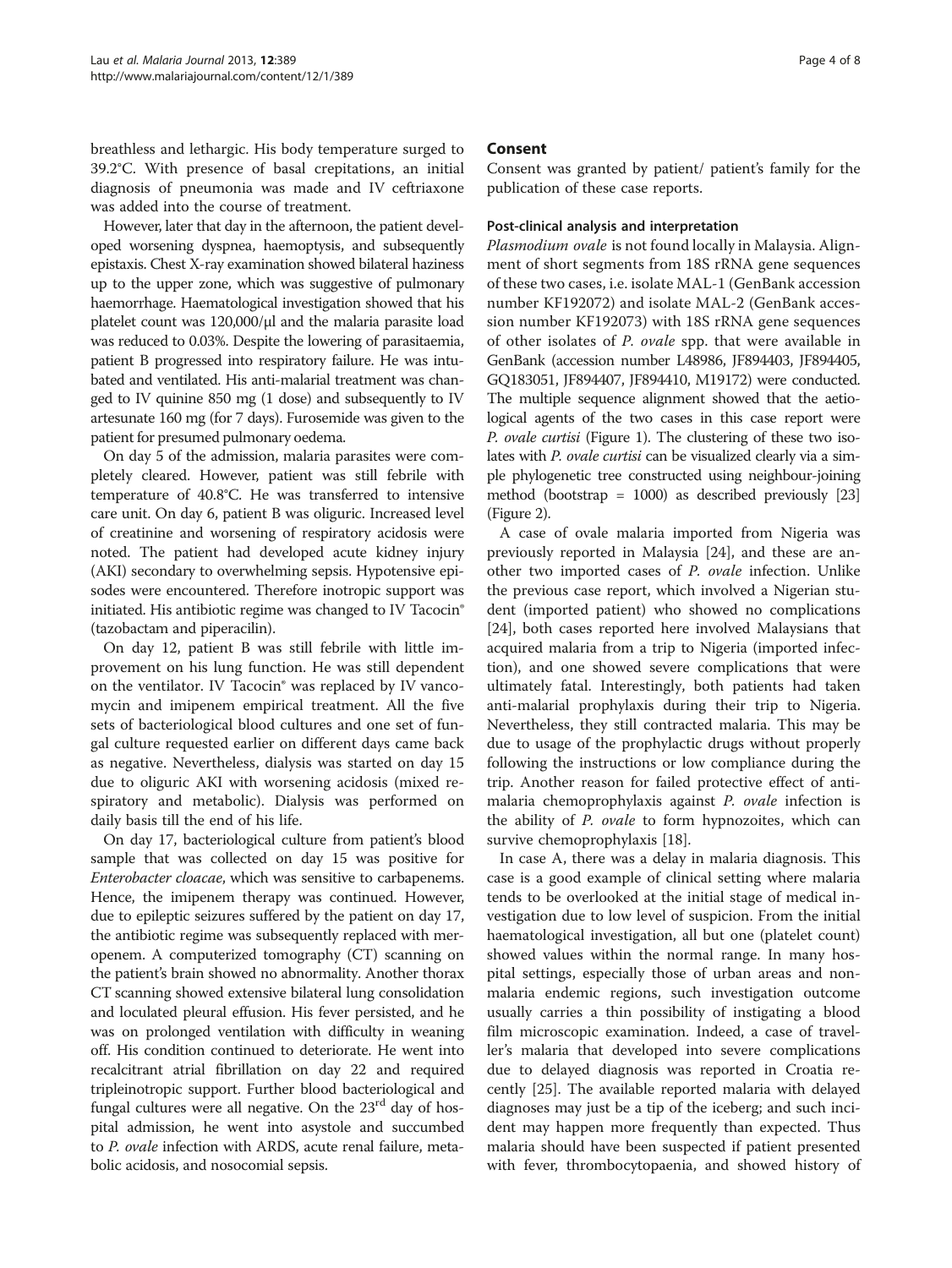breathless and lethargic. His body temperature surged to 39.2°C. With presence of basal crepitations, an initial diagnosis of pneumonia was made and IV ceftriaxone was added into the course of treatment.

However, later that day in the afternoon, the patient developed worsening dyspnea, haemoptysis, and subsequently epistaxis. Chest X-ray examination showed bilateral haziness up to the upper zone, which was suggestive of pulmonary haemorrhage. Haematological investigation showed that his platelet count was 120,000/μl and the malaria parasite load was reduced to 0.03%. Despite the lowering of parasitaemia, patient B progressed into respiratory failure. He was intubated and ventilated. His anti-malarial treatment was changed to IV quinine 850 mg (1 dose) and subsequently to IV artesunate 160 mg (for 7 days). Furosemide was given to the patient for presumed pulmonary oedema.

On day 5 of the admission, malaria parasites were completely cleared. However, patient was still febrile with temperature of 40.8°C. He was transferred to intensive care unit. On day 6, patient B was oliguric. Increased level of creatinine and worsening of respiratory acidosis were noted. The patient had developed acute kidney injury (AKI) secondary to overwhelming sepsis. Hypotensive episodes were encountered. Therefore inotropic support was initiated. His antibiotic regime was changed to IV Tacocin® (tazobactam and piperacilin).

On day 12, patient B was still febrile with little improvement on his lung function. He was still dependent on the ventilator. IV Tacocin® was replaced by IV vancomycin and imipenem empirical treatment. All the five sets of bacteriological blood cultures and one set of fungal culture requested earlier on different days came back as negative. Nevertheless, dialysis was started on day 15 due to oliguric AKI with worsening acidosis (mixed respiratory and metabolic). Dialysis was performed on daily basis till the end of his life.

On day 17, bacteriological culture from patient's blood sample that was collected on day 15 was positive for *Enterobacter cloacae*, which was sensitive to carbapenems. Hence, the imipenem therapy was continued. However, due to epileptic seizures suffered by the patient on day 17, the antibiotic regime was subsequently replaced with meropenem. A computerized tomography (CT) scanning on the patient's brain showed no abnormality. Another thorax CT scanning showed extensive bilateral lung consolidation and loculated pleural effusion. His fever persisted, and he was on prolonged ventilation with difficulty in weaning off. His condition continued to deteriorate. He went into recalcitrant atrial fibrillation on day 22 and required tripleinotropic support. Further blood bacteriological and fungal cultures were all negative. On the 23rd day of hospital admission, he went into asystole and succumbed to *P. ovale* infection with ARDS, acute renal failure, metabolic acidosis, and nosocomial sepsis.

## Consent

Consent was granted by patient/ patient's family for the publication of these case reports.

### Post-clinical analysis and interpretation

*Plasmodium ovale* is not found locally in Malaysia. Alignment of short segments from 18S rRNA gene sequences of these two cases, i.e. isolate MAL-1 (GenBank accession number KF192072) and isolate MAL-2 (GenBank accession number KF192073) with 18S rRNA gene sequences of other isolates of *P. ovale* spp. that were available in GenBank (accession number L48986, JF894403, JF894405, GQ183051, JF894407, JF894410, M19172) were conducted. The multiple sequence alignment showed that the aetiological agents of the two cases in this case report were *P. ovale curtisi* (Figure 1). The clustering of these two isolates with *P. ovale curtisi* can be visualized clearly via a simple phylogenetic tree constructed using neighbour-joining method (bootstrap = 1000) as described previously [23] (Figure 2).

A case of ovale malaria imported from Nigeria was previously reported in Malaysia [24], and these are another two imported cases of *P. ovale* infection. Unlike the previous case report, which involved a Nigerian student (imported patient) who showed no complications [24], both cases reported here involved Malaysians that acquired malaria from a trip to Nigeria (imported infection), and one showed severe complications that were ultimately fatal. Interestingly, both patients had taken anti-malarial prophylaxis during their trip to Nigeria. Nevertheless, they still contracted malaria. This may be due to usage of the prophylactic drugs without properly following the instructions or low compliance during the trip. Another reason for failed protective effect of anti-malaria chemoprophylaxis against *P. ovale* infection is the ability of *P. ovale* to form hypnozoites, which can survive chemoprophylaxis [18].

In case A, there was a delay in malaria diagnosis. This case is a good example of clinical setting where malaria tends to be overlooked at the initial stage of medical investigation due to low level of suspicion. From the initial haematological investigation, all but one (platelet count) showed values within the normal range. In many hospital settings, especially those of urban areas and non-malaria endemic regions, such investigation outcome usually carries a thin possibility of instigating a blood film microscopic examination. Indeed, a case of traveller's malaria that developed into severe complications due to delayed diagnosis was reported in Croatia recently [25]. The available reported malaria with delayed diagnoses may just be a tip of the iceberg; and such incident may happen more frequently than expected. Thus malaria should have been suspected if patient presented with fever, thrombocytopaenia, and showed history of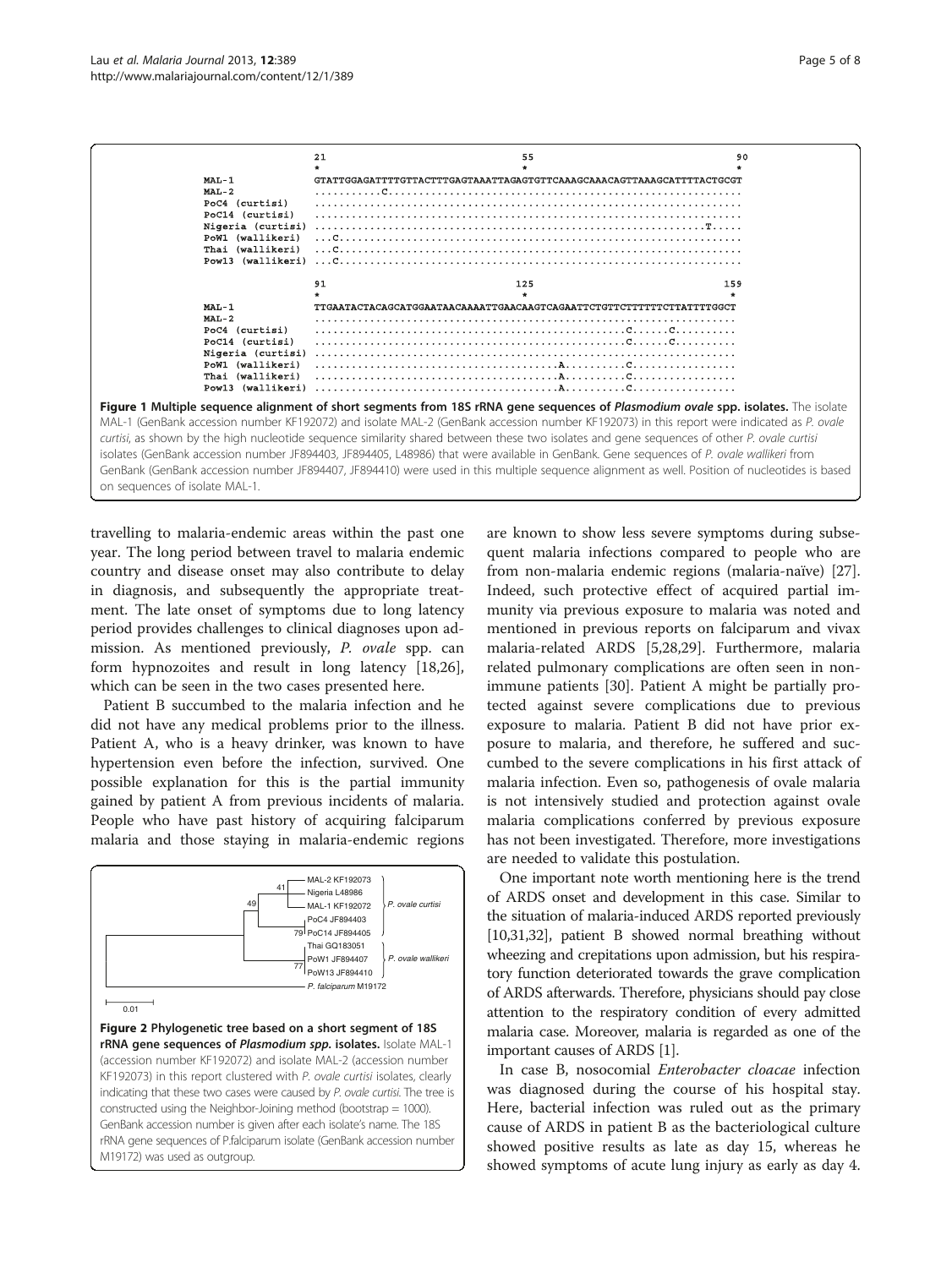```
                  21                                 55                                  90
                  *                                  *                                   *
MAL-1             GTATTGGAGATTTTGTTACTTTGAGTAAATTAGAGTGTTCAAAGCAAACAGTTAAAGCATTTTACTGCGT
MAL-2             ...........C..........................................................
PoC4 (curtisi)    ......................................................................
PoC14 (curtisi)   ......................................................................
Nigeria (curtisi) ..............................................................T.....
PoW1 (wallikeri)  ...C..................................................................
Thai (wallikeri)  ...C..................................................................
Pow13 (wallikeri) ...C..................................................................

                  91                                 125                                159
                  *                                  *                                   *
MAL-1             TTGAATACTACAGCATGGAATAACAAAATTGAACAAGTCAGAATTCTGTTCTTTTTTCTTATTTTGGCT
MAL-2             .....................................................................
PoC4 (curtisi)    ..................................................C......C..........
PoC14 (curtisi)   ..................................................C......C..........
Nigeria (curtisi) .....................................................................
PoW1 (wallikeri)  ......................................A..........C.................
Thai (wallikeri)  ......................................A..........C.................
Pow13 (wallikeri) ......................................A..........C.................
```

**Figure 1 Multiple sequence alignment of short segments from 18S rRNA gene sequences of *Plasmodium ovale* spp. isolates.** The isolate MAL-1 (GenBank accession number KF192072) and isolate MAL-2 (GenBank accession number KF192073) in this report were indicated as *P. ovale curtisi*, as shown by the high nucleotide sequence similarity shared between these two isolates and gene sequences of other *P. ovale curtisi* isolates (GenBank accession number JF894403, JF894405, L48986) that were available in GenBank. Gene sequences of *P. ovale wallikeri* from GenBank (GenBank accession number JF894407, JF894410) were used in this multiple sequence alignment as well. Position of nucleotides is based on sequences of isolate MAL-1.

travelling to malaria-endemic areas within the past one year. The long period between travel to malaria endemic country and disease onset may also contribute to delay in diagnosis, and subsequently the appropriate treatment. The late onset of symptoms due to long latency period provides challenges to clinical diagnoses upon admission. As mentioned previously, *P. ovale* spp. can form hypnozoites and result in long latency [18,26], which can be seen in the two cases presented here.

Patient B succumbed to the malaria infection and he did not have any medical problems prior to the illness. Patient A, who is a heavy drinker, was known to have hypertension even before the infection, survived. One possible explanation for this is the partial immunity gained by patient A from previous incidents of malaria. People who have past history of acquiring falciparum malaria and those staying in malaria-endemic regions are known to show less severe symptoms during subsequent malaria infections compared to people who are from non-malaria endemic regions (malaria-naïve) [27]. Indeed, such protective effect of acquired partial immunity via previous exposure to malaria was noted and mentioned in previous reports on falciparum and vivax malaria-related ARDS [5,28,29]. Furthermore, malaria related pulmonary complications are often seen in non-immune patients [30]. Patient A might be partially protected against severe complications due to previous exposure to malaria. Patient B did not have prior exposure to malaria, and therefore, he suffered and succumbed to the severe complications in his first attack of malaria infection. Even so, pathogenesis of ovale malaria is not intensively studied and protection against ovale malaria complications conferred by previous exposure has not been investigated. Therefore, more investigations are needed to validate this postulation.

**Figure 2 Phylogenetic tree based on a short segment of 18S rRNA gene sequences of *Plasmodium spp.* isolates.** Isolate MAL-1 (accession number KF192072) and isolate MAL-2 (accession number KF192073) in this report clustered with *P. ovale curtisi* isolates, clearly indicating that these two cases were caused by *P. ovale curtisi*. The tree is constructed using the Neighbor-Joining method (bootstrap = 1000). GenBank accession number is given after each isolate's name. The 18S rRNA gene sequences of P.falciparum isolate (GenBank accession number M19172) was used as outgroup.

One important note worth mentioning here is the trend of ARDS onset and development in this case. Similar to the situation of malaria-induced ARDS reported previously [10,31,32], patient B showed normal breathing without wheezing and crepitations upon admission, but his respiratory function deteriorated towards the grave complication of ARDS afterwards. Therefore, physicians should pay close attention to the respiratory condition of every admitted malaria case. Moreover, malaria is regarded as one of the important causes of ARDS [1].

In case B, nosocomial *Enterobacter cloacae* infection was diagnosed during the course of his hospital stay. Here, bacterial infection was ruled out as the primary cause of ARDS in patient B as the bacteriological culture showed positive results as late as day 15, whereas he showed symptoms of acute lung injury as early as day 4.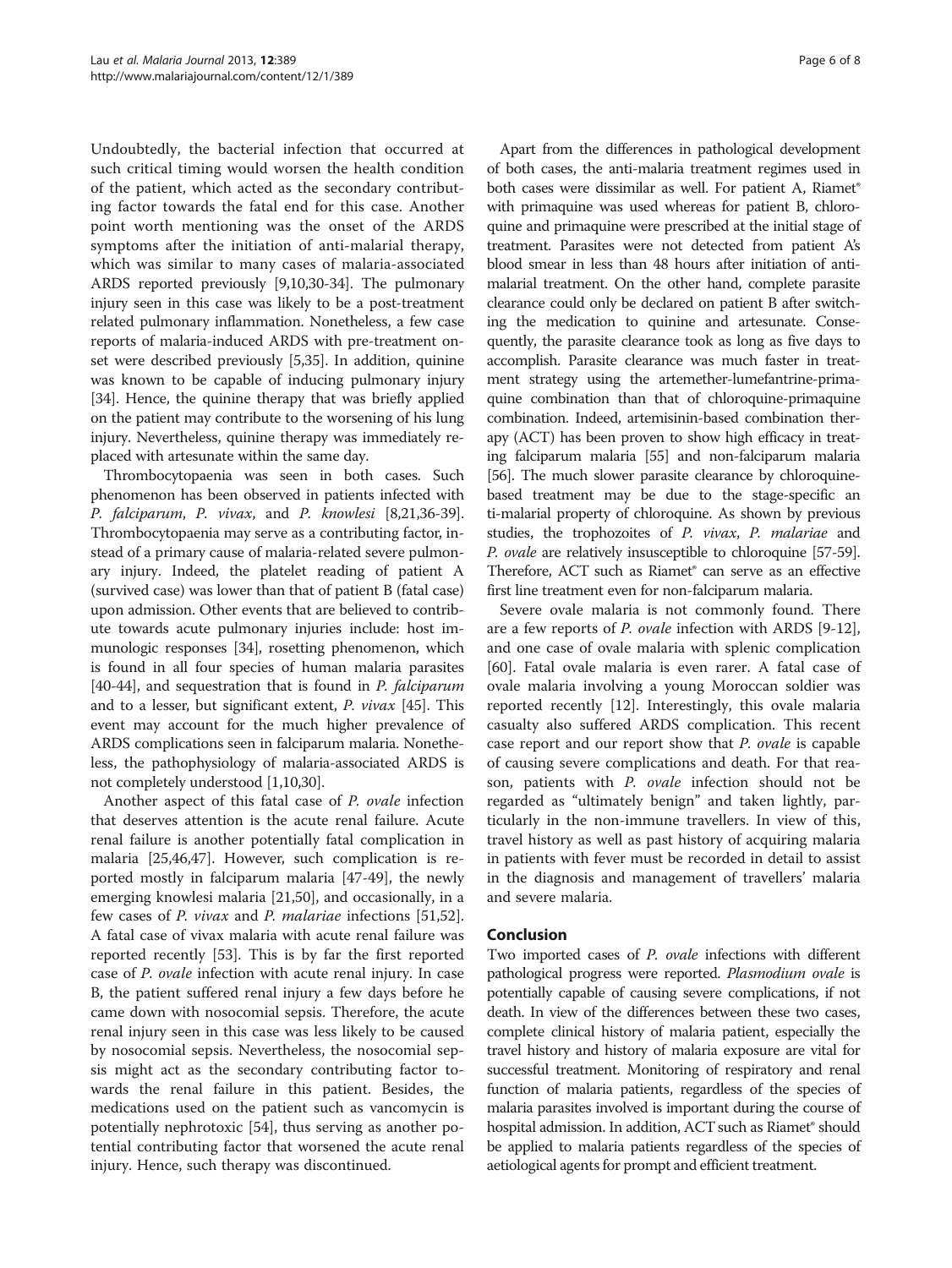Undoubtedly, the bacterial infection that occurred at such critical timing would worsen the health condition of the patient, which acted as the secondary contributing factor towards the fatal end for this case. Another point worth mentioning was the onset of the ARDS symptoms after the initiation of anti-malarial therapy, which was similar to many cases of malaria-associated ARDS reported previously [9,10,30-34]. The pulmonary injury seen in this case was likely to be a post-treatment related pulmonary inflammation. Nonetheless, a few case reports of malaria-induced ARDS with pre-treatment onset were described previously [5,35]. In addition, quinine was known to be capable of inducing pulmonary injury [34]. Hence, the quinine therapy that was briefly applied on the patient may contribute to the worsening of his lung injury. Nevertheless, quinine therapy was immediately replaced with artesunate within the same day.

Thrombocytopaenia was seen in both cases. Such phenomenon has been observed in patients infected with *P. falciparum*, *P. vivax*, and *P. knowlesi* [8,21,36-39]. Thrombocytopaenia may serve as a contributing factor, instead of a primary cause of malaria-related severe pulmonary injury. Indeed, the platelet reading of patient A (survived case) was lower than that of patient B (fatal case) upon admission. Other events that are believed to contribute towards acute pulmonary injuries include: host immunologic responses [34], rosetting phenomenon, which is found in all four species of human malaria parasites [40-44], and sequestration that is found in *P. falciparum* and to a lesser, but significant extent, *P. vivax* [45]. This event may account for the much higher prevalence of ARDS complications seen in falciparum malaria. Nonetheless, the pathophysiology of malaria-associated ARDS is not completely understood [1,10,30].

Another aspect of this fatal case of *P. ovale* infection that deserves attention is the acute renal failure. Acute renal failure is another potentially fatal complication in malaria [25,46,47]. However, such complication is reported mostly in falciparum malaria [47-49], the newly emerging knowlesi malaria [21,50], and occasionally, in a few cases of *P. vivax* and *P. malariae* infections [51,52]. A fatal case of vivax malaria with acute renal failure was reported recently [53]. This is by far the first reported case of *P. ovale* infection with acute renal injury. In case B, the patient suffered renal injury a few days before he came down with nosocomial sepsis. Therefore, the acute renal injury seen in this case was less likely to be caused by nosocomial sepsis. Nevertheless, the nosocomial sepsis might act as the secondary contributing factor towards the renal failure in this patient. Besides, the medications used on the patient such as vancomycin is potentially nephrotoxic [54], thus serving as another potential contributing factor that worsened the acute renal injury. Hence, such therapy was discontinued.

Apart from the differences in pathological development of both cases, the anti-malaria treatment regimes used in both cases were dissimilar as well. For patient A, Riamet® with primaquine was used whereas for patient B, chloroquine and primaquine were prescribed at the initial stage of treatment. Parasites were not detected from patient A's blood smear in less than 48 hours after initiation of anti-malarial treatment. On the other hand, complete parasite clearance could only be declared on patient B after switching the medication to quinine and artesunate. Consequently, the parasite clearance took as long as five days to accomplish. Parasite clearance was much faster in treatment strategy using the artemether-lumefantrine-primaquine combination than that of chloroquine-primaquine combination. Indeed, artemisinin-based combination therapy (ACT) has been proven to show high efficacy in treating falciparum malaria [55] and non-falciparum malaria [56]. The much slower parasite clearance by chloroquine-based treatment may be due to the stage-specific anti-malarial property of chloroquine. As shown by previous studies, the trophozoites of *P. vivax*, *P. malariae* and *P. ovale* are relatively insusceptible to chloroquine [57-59]. Therefore, ACT such as Riamet® can serve as an effective first line treatment even for non-falciparum malaria.

Severe ovale malaria is not commonly found. There are a few reports of *P. ovale* infection with ARDS [9-12], and one case of ovale malaria with splenic complication [60]. Fatal ovale malaria is even rarer. A fatal case of ovale malaria involving a young Moroccan soldier was reported recently [12]. Interestingly, this ovale malaria casualty also suffered ARDS complication. This recent case report and our report show that *P. ovale* is capable of causing severe complications and death. For that reason, patients with *P. ovale* infection should not be regarded as "ultimately benign" and taken lightly, particularly in the non-immune travellers. In view of this, travel history as well as past history of acquiring malaria in patients with fever must be recorded in detail to assist in the diagnosis and management of travellers' malaria and severe malaria.

## Conclusion

Two imported cases of *P. ovale* infections with different pathological progress were reported. *Plasmodium ovale* is potentially capable of causing severe complications, if not death. In view of the differences between these two cases, complete clinical history of malaria patient, especially the travel history and history of malaria exposure are vital for successful treatment. Monitoring of respiratory and renal function of malaria patients, regardless of the species of malaria parasites involved is important during the course of hospital admission. In addition, ACT such as Riamet® should be applied to malaria patients regardless of the species of aetiological agents for prompt and efficient treatment.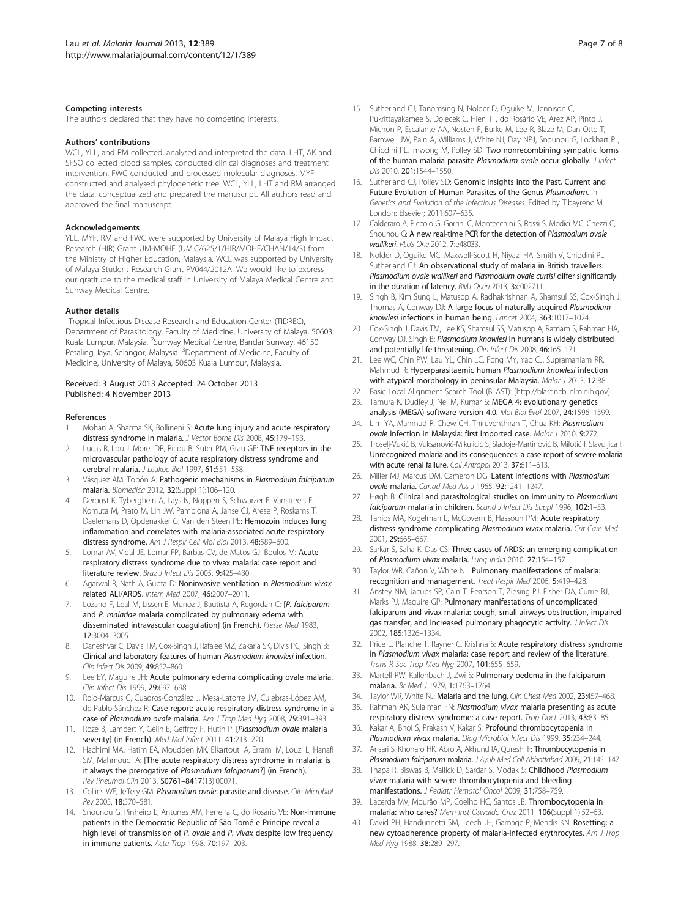### Competing interests

The authors declared that they have no competing interests.

### Authors' contributions

WCL, YLL, and RM collected, analysed and interpreted the data. LHT, AK and SFSO collected blood samples, conducted clinical diagnoses and treatment intervention. FWC conducted and processed molecular diagnoses. MYF constructed and analysed phylogenetic tree. WCL, YLL, LHT and RM arranged the data, conceptualized and prepared the manuscript. All authors read and approved the final manuscript.

### Acknowledgements

YLL, MYF, RM and FWC were supported by University of Malaya High Impact Research (HIR) Grant UM-MOHE (UM.C/625/1/HIR/MOHE/CHAN/14/3) from the Ministry of Higher Education, Malaysia. WCL was supported by University of Malaya Student Research Grant PV044/2012A. We would like to express our gratitude to the medical staff in University of Malaya Medical Centre and Sunway Medical Centre.

### Author details

[1]Tropical Infectious Disease Research and Education Center (TIDREC), Department of Parasitology, Faculty of Medicine, University of Malaya, 50603 Kuala Lumpur, Malaysia. [2]Sunway Medical Centre, Bandar Sunway, 46150 Petaling Jaya, Selangor, Malaysia. [3]Department of Medicine, Faculty of Medicine, University of Malaya, 50603 Kuala Lumpur, Malaysia.

Received: 3 August 2013 Accepted: 24 October 2013
Published: 4 November 2013

### References

1. Mohan A, Sharma SK, Bollineni S: **Acute lung injury and acute respiratory distress syndrome in malaria.** *J Vector Borne Dis* 2008, **45:**179–193.
2. Lucas R, Lou J, Morel DR, Ricou B, Suter PM, Grau GE: **TNF receptors in the microvascular pathology of acute respiratory distress syndrome and cerebral malaria.** *J Leukoc Biol* 1997, **61:**551–558.
3. Vásquez AM, Tobón A: **Pathogenic mechanisms in *Plasmodium falciparum* malaria.** *Biomedica* 2012, **32**(Suppl 1):106–120.
4. Deroost K, Tyberghein A, Lays N, Noppen S, Schwarzer E, Vanstreels E, Komuta M, Prato M, Lin JW, Pamplona A, Janse CJ, Arese P, Roskams T, Daelemans D, Opdenakker G, Van den Steen PE: **Hemozoin induces lung inflammation and correlates with malaria-associated acute respiratory distress syndrome.** *Am J Respir Cell Mol Biol* 2013, **48:**589–600.
5. Lomar AV, Vidal JE, Lomar FP, Barbas CV, de Matos GJ, Boulos M: **Acute respiratory distress syndrome due to vivax malaria: case report and literature review.** *Braz J Infect Dis* 2005, **9:**425–430.
6. Agarwal R, Nath A, Gupta D: **Noninvasive ventilation in *Plasmodium vivax* related ALI/ARDS.** *Intern Med* 2007, **46:**2007–2011.
7. Lozano F, Leal M, Lissen E, Munoz J, Bautista A, Regordan C: **[*P. falciparum* and *P. malariae* malaria complicated by pulmonary edema with disseminated intravascular coagulation]** (in French). *Presse Med* 1983, **12:**3004–3005.
8. Daneshvar C, Davis TM, Cox-Singh J, Rafa'ee MZ, Zakaria SK, Divis PC, Singh B: **Clinical and laboratory features of human *Plasmodium knowlesi* infection.** *Clin Infect Dis* 2009, **49:**852–860.
9. Lee EY, Maguire JH: **Acute pulmonary edema complicating ovale malaria.** *Clin Infect Dis* 1999, **29:**697–698.
10. Rojo-Marcus G, Cuadros-González J, Mesa-Latorre JM, Culebras-López AM, de Pablo-Sánchez R: **Case report: acute respiratory distress syndrome in a case of *Plasmodium ovale* malaria.** *Am J Trop Med Hyg* 2008, **79:**391–393.
11. Rozé B, Lambert Y, Gelin E, Geffroy F, Hutin P: **[*Plasmodium ovale* malaria severity]** (in French). *Med Mal Infect* 2011, **41:**213–220.
12. Hachimi MA, Hatim EA, Moudden MK, Elkartouti A, Errami M, Louzi L, Hanafi SM, Mahmoudi A: **[The acute respiratory distress syndrome in malaria: is it always the prerogative of *Plasmodium falciparum*?]** (in French). *Rev Pneumol Clin* 2013, **S0761–8417**(13):00071.
13. Collins WE, Jeffery GM: ***Plasmodium ovale*: parasite and disease.** *Clin Microbiol Rev* 2005, **18:**570–581.
14. Snounou G, Pinheiro L, Antunes AM, Ferreira C, do Rosario VE: **Non-immune patients in the Democratic Republic of São Tomé e Principe reveal a high level of transmission of *P. ovale* and *P. vivax* despite low frequency in immune patients.** *Acta Trop* 1998, **70:**197–203.
15. Sutherland CJ, Tanomsing N, Nolder D, Oguike M, Jennison C, Pukrittayakamee S, Dolecek C, Hien TT, do Rosário VE, Arez AP, Pinto J, Michon P, Escalante AA, Nosten F, Burke M, Lee R, Blaze M, Dan Otto T, Barnwell JW, Pain A, Williams J, White NJ, Day NPJ, Snounou G, Lockhart PJ, Chiodini PL, Imwong M, Polley SD: **Two nonrecombining sympatric forms of the human malaria parasite *Plasmodium ovale* occur globally.** *J Infect Dis* 2010, **201:**1544–1550.
16. Sutherland CJ, Polley SD: **Genomic Insights into the Past, Current and Future Evolution of Human Parasites of the Genus *Plasmodium*.** In *Genetics and Evolution of the Infectious Diseases.* Edited by Tibayrenc M. London: Elsevier; 2011:607–635.
17. Calderaro A, Piccolo G, Gorrini C, Montecchini S, Rossi S, Medici MC, Chezzi C, Snounou G: **A new real-time PCR for the detection of *Plasmodium ovale wallikeri*.** *PLoS One* 2012, **7:**e48033.
18. Nolder D, Oguike MC, Maxwell-Scott H, Niyazi HA, Smith V, Chiodini PL, Sutherland CJ: **An observational study of malaria in British travellers: *Plasmodium ovale wallikeri* and *Plasmodium ovale curtisi* differ significantly in the duration of latency.** *BMJ Open* 2013, **3:**e002711.
19. Singh B, Kim Sung L, Matusop A, Radhakrishnan A, Shamsul SS, Cox-Singh J, Thomas A, Conway DJ: **A large focus of naturally acquired *Plasmodium knowlesi* infections in human being.** *Lancet* 2004, **363:**1017–1024.
20. Cox-Singh J, Davis TM, Lee KS, Shamsul SS, Matusop A, Ratnam S, Rahman HA, Conway DJ, Singh B: ***Plasmodium knowlesi* in humans is widely distributed and potentially life threatening.** *Clin Infect Dis* 2008, **46:**165–171.
21. Lee WC, Chin PW, Lau YL, Chin LC, Fong MY, Yap CJ, Supramaniam RR, Mahmud R: **Hyperparasitaemic human *Plasmodium knowlesi* infection with atypical morphology in peninsular Malaysia.** *Malar J* 2013, **12:**88.
22. Basic Local Alignment Search Tool (BLAST): [http://blast.ncbi.nlm.nih.gov]
23. Tamura K, Dudley J, Nei M, Kumar S: **MEGA 4: evolutionary genetics analysis (MEGA) software version 4.0.** *Mol Biol Evol* 2007, **24:**1596–1599.
24. Lim YA, Mahmud R, Chew CH, Thiruventhiran T, Chua KH: ***Plasmodium ovale* infection in Malaysia: first imported case.** *Malar J* 2010, **9:**272.
25. Troselj-Vukić B, Vuksanović-Mikuličić S, Sladoje-Martinović B, Milotić I, Slavuljica I: **Unrecognized malaria and its consequences: a case report of severe malaria with acute renal failure.** *Coll Antropol* 2013, **37:**611–613.
26. Miller MJ, Marcus DM, Cameron DG: **Latent infections with *Plasmodium ovale* malaria.** *Canad Med Ass J* 1965, **92:**1241–1247.
27. Høgh B: **Clinical and parasitological studies on immunity to *Plasmodium falciparum* malaria in children.** *Scand J Infect Dis Suppl* 1996, **102:**1–53.
28. Tanios MA, Kogelman L, McGovern B, Hassoun PM: **Acute respiratory distress syndrome complicating *Plasmodium vivax* malaria.** *Crit Care Med* 2001, **29:**665–667.
29. Sarkar S, Saha K, Das CS: **Three cases of ARDS: an emerging complication of *Plasmodium vivax* malaria.** *Lung India* 2010, **27:**154–157.
30. Taylor WR, Cañon V, White NJ: **Pulmonary manifestations of malaria: recognition and management.** *Treat Respir Med* 2006, **5:**419–428.
31. Anstey NM, Jacups SP, Cain T, Pearson T, Ziesing PJ, Fisher DA, Currie BJ, Marks PJ, Maguire GP: **Pulmonary manifestations of uncomplicated falciparum and vivax malaria: cough, small airways obstruction, impaired gas transfer, and increased pulmonary phagocytic activity.** *J Infect Dis* 2002, **185:**1326–1334.
32. Price L, Planche T, Rayner C, Krishna S: **Acute respiratory distress syndrome in *Plasmodium vivax* malaria: case report and review of the literature.** *Trans R Soc Trop Med Hyg* 2007, **101:**655–659.
33. Martell RW, Kallenbach J, Zwi S: **Pulmonary oedema in the falciparum malaria.** *Br Med J* 1979, **1:**1763–1764.
34. Taylor WR, White NJ: **Malaria and the lung.** *Clin Chest Med* 2002, **23:**457–468.
35. Rahman AK, Sulaiman FN: ***Plasmodium vivax* malaria presenting as acute respiratory distress syndrome: a case report.** *Trop Doct* 2013, **43:**83–85.
36. Kakar A, Bhoi S, Prakash V, Kakar S: **Profound thrombocytopenia in *Plasmodium vivax* malaria.** *Diag Microbiol Infect Dis* 1999, **35:**234–244.
37. Ansari S, Khoharo HK, Abro A, Akhund IA, Qureshi F: **Thrombocytopenia in *Plasmodium falciparum* malaria.** *J Ayub Med Coll Abbottabad* 2009, **21:**145–147.
38. Thapa R, Biswas B, Mallick D, Sardar S, Modak S: **Childhood *Plasmodium vivax* malaria with severe thrombocytopenia and bleeding manifestations.** *J Pediatr Hematol Oncol* 2009, **31:**758–759.
39. Lacerda MV, Mourão MP, Coelho HC, Santos JB: **Thrombocytopenia in malaria: who cares?** *Mem Inst Oswaldo Cruz* 2011, **106**(Suppl 1):52–63.
40. David PH, Handunnetti SM, Leech JH, Gamage P, Mendis KN: **Rosetting: a new cytoadherence property of malaria-infected erythrocytes.** *Am J Trop Med Hyg* 1988, **38:**289–297.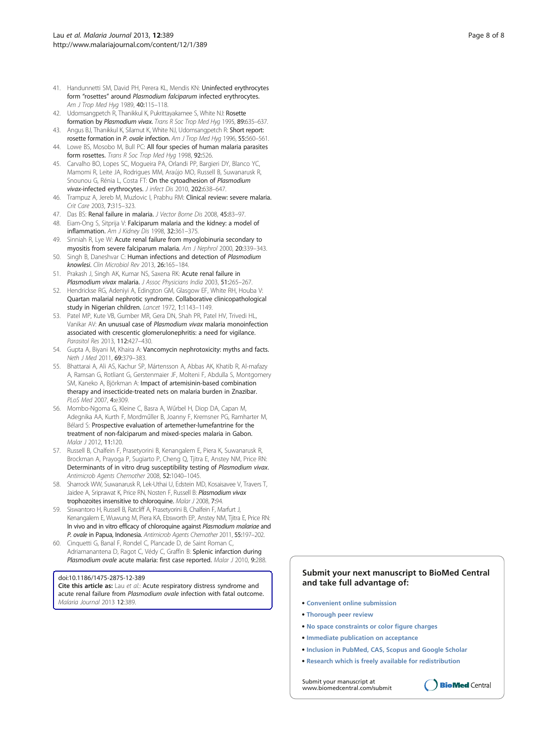41. Handunnetti SM, David PH, Perera KL, Mendis KN: **Uninfected erythrocytes form "rosettes" around *Plasmodium falciparum* infected erythrocytes.** *Am J Trop Med Hyg* 1989, **40:**115–118.
42. Udomsangpetch R, Thanikkul K, Pukrittayakamee S, White NJ: **Rosette formation by *Plasmodium vivax*.** *Trans R Soc Trop Med Hyg* 1995, **89:**635–637.
43. Angus BJ, Thanikkul K, Silamut K, White NJ, Udomsangpetch R: **Short report: rosette formation in *P. ovale* infection.** *Am J Trop Med Hyg* 1996, **55:**560–561.
44. Lowe BS, Mosobo M, Bull PC: **All four species of human malaria parasites form rosettes.** *Trans R Soc Trop Med Hyg* 1998, **92:**526.
45. Carvalho BO, Lopes SC, Mogueira PA, Orlandi PP, Bargieri DY, Blanco YC, Mamomi R, Leite JA, Rodrigues MM, Araújo MO, Russell B, Suwanarusk R, Snounou G, Rénia L, Costa FT: **On the cytoadhesion of *Plasmodium vivax*-infected erythrocytes.** *J infect Dis* 2010, **202:**638–647.
46. Trampuz A, Jereb M, Muzlovic I, Prabhu RM: **Clinical review: severe malaria.** *Crit Care* 2003, **7:**315–323.
47. Das BS: **Renal failure in malaria.** *J Vector Borne Dis* 2008, **45:**83–97.
48. Eiam-Ong S, Sitprija V: **Falciparum malaria and the kidney: a model of inflammation.** *Am J Kidney Dis* 1998, **32:**361–375.
49. Sinniah R, Lye W: **Acute renal failure from myoglobinuria secondary to myositis from severe falciparum malaria.** *Am J Nephrol* 2000, **20:**339–343.
50. Singh B, Daneshvar C: **Human infections and detection of *Plasmodium knowlesi*.** *Clin Microbiol Rev* 2013, **26:**165–184.
51. Prakash J, Singh AK, Kumar NS, Saxena RK: **Acute renal failure in *Plasmodium vivax* malaria.** *J Assoc Physicians India* 2003, **51:**265–267.
52. Hendrickse RG, Adeniyi A, Edington GM, Glasgow EF, White RH, Houba V: **Quartan malarial nephrotic syndrome. Collaborative clinicopathological study in Nigerian children.** *Lancet* 1972, **1:**1143–1149.
53. Patel MP, Kute VB, Gumber MR, Gera DN, Shah PR, Patel HV, Trivedi HL, Vanikar AV: **An unusual case of *Plasmodium vivax* malaria monoinfection associated with crescentic glomerulonephritis: a need for vigilance.** *Parasitol Res* 2013, **112:**427–430.
54. Gupta A, Biyani M, Khaira A: **Vancomycin nephrotoxicity: myths and facts.** *Neth J Med* 2011, **69:**379–383.
55. Bhattarai A, Ali AS, Kachur SP, Mårtensson A, Abbas AK, Khatib R, Al-mafazy A, Ramsan G, Rotliant G, Gerstenmaier JF, Molteni F, Abdulla S, Montgomery SM, Kaneko A, Björkman A: **Impact of artemisinin-based combination therapy and insecticide-treated nets on malaria burden in Znazibar.** *PLoS Med* 2007, **4:**e309.
56. Mombo-Ngoma G, Kleine C, Basra A, Wűrbel H, Diop DA, Capan M, Adegnika AA, Kurth F, Mordműller B, Joanny F, Kremsner PG, Ramharter M, Bélard S: **Prospective evaluation of artemether-lumefantrine for the treatment of non-falciparum and mixed-species malaria in Gabon.** *Malar J* 2012, **11:**120.
57. Russell B, Chalfein F, Prasetyorini B, Kenangalem E, Piera K, Suwanarusk R, Brockman A, Prayoga P, Sugiarto P, Cheng Q, Tjitra E, Anstey NM, Price RN: **Determinants of in vitro drug susceptibility testing of *Plasmodium vivax*.** *Antimicrob Agents Chemother* 2008, **52:**1040–1045.
58. Sharrock WW, Suwanarusk R, Lek-Uthai U, Edstein MD, Kosaisavee V, Travers T, Jaidee A, Sriprawat K, Price RN, Nosten F, Russell B: ***Plasmodium vivax* trophozoites insensitive to chloroquine.** *Malar J* 2008, **7:**94.
59. Siswantoro H, Russell B, Ratcliff A, Prasetyorini B, Chalfein F, Marfurt J, Kenangalem E, Wuwung M, Piera KA, Ebsworth EP, Anstey NM, Tjitra E, Price RN: **In vivo and in vitro efficacy of chloroquine against *Plasmodium malariae* and *P. ovale* in Papua, Indonesia.** *Antimicrob Agents Chemother* 2011, **55:**197–202.
60. Cinquetti G, Banal F, Rondel C, Plancade D, de Saint Roman C, Adriamanantena D, Ragot C, Védy C, Graffin B: **Splenic infarction during *Plasmodium ovale* acute malaria: first case reported.** *Malar J* 2010, **9:**288.

doi:10.1186/1475-2875-12-389

**Cite this article as:** Lau *et al.*: Acute respiratory distress syndrome and acute renal failure from *Plasmodium ovale* infection with fatal outcome. *Malaria Journal* 2013 **12**:389.

**Submit your next manuscript to BioMed Central and take full advantage of:**

- **Convenient online submission**
- **Thorough peer review**
- **No space constraints or color figure charges**
- **Immediate publication on acceptance**
- **Inclusion in PubMed, CAS, Scopus and Google Scholar**
- **Research which is freely available for redistribution**

Submit your manuscript at www.biomedcentral.com/submit

BioMed Central